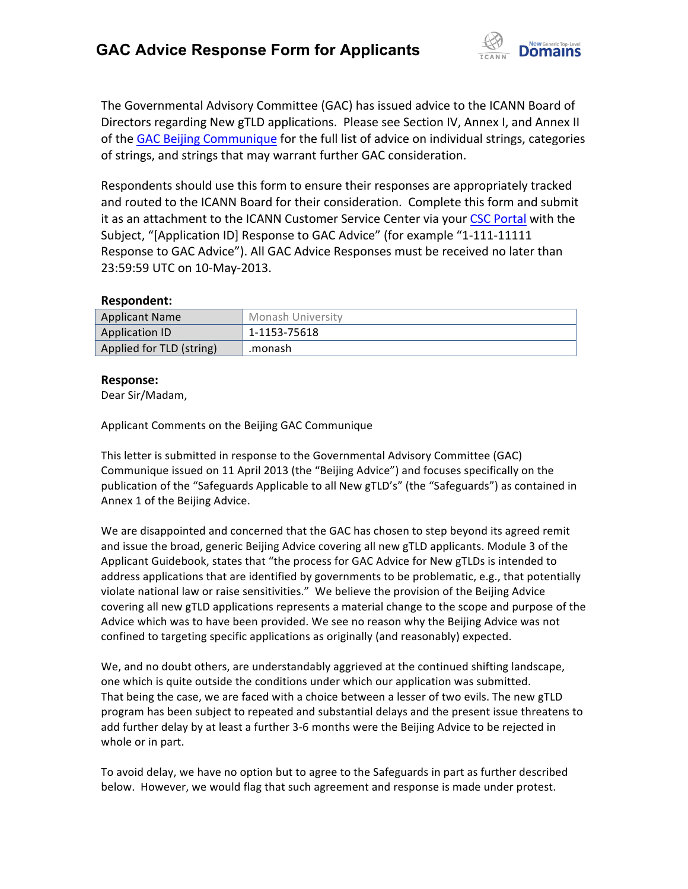# GAC Advice Response Form for Applicants

The Governmental Advisory Committee (GAC) has issued advice to the ICANN Board of Directors regarding New gTLD applications. Please see Section IV, Annex I, and Annex II of the GAC Beijing Communique for the full list of advice on individual strings, categories of strings, and strings that may warrant further GAC consideration.

Respondents should use this form to ensure their responses are appropriately tracked and routed to the ICANN Board for their consideration. Complete this form and submit it as an attachment to the ICANN Customer Service Center via your CSC Portal with the Subject, "[Application ID] Response to GAC Advice" (for example "1-111-11111 Response to GAC Advice"). All GAC Advice Responses must be received no later than 23:59:59 UTC on 10-May-2013.

**Respondent:**

| Applicant Name | Monash University |
|---|---|
| Application ID | 1-1153-75618 |
| Applied for TLD (string) | .monash |

**Response:**

Dear Sir/Madam,

Applicant Comments on the Beijing GAC Communique

This letter is submitted in response to the Governmental Advisory Committee (GAC) Communique issued on 11 April 2013 (the "Beijing Advice") and focuses specifically on the publication of the "Safeguards Applicable to all New gTLD's" (the "Safeguards") as contained in Annex 1 of the Beijing Advice.

We are disappointed and concerned that the GAC has chosen to step beyond its agreed remit and issue the broad, generic Beijing Advice covering all new gTLD applicants. Module 3 of the Applicant Guidebook, states that "the process for GAC Advice for New gTLDs is intended to address applications that are identified by governments to be problematic, e.g., that potentially violate national law or raise sensitivities." We believe the provision of the Beijing Advice covering all new gTLD applications represents a material change to the scope and purpose of the Advice which was to have been provided. We see no reason why the Beijing Advice was not confined to targeting specific applications as originally (and reasonably) expected.

We, and no doubt others, are understandably aggrieved at the continued shifting landscape, one which is quite outside the conditions under which our application was submitted. That being the case, we are faced with a choice between a lesser of two evils. The new gTLD program has been subject to repeated and substantial delays and the present issue threatens to add further delay by at least a further 3-6 months were the Beijing Advice to be rejected in whole or in part.

To avoid delay, we have no option but to agree to the Safeguards in part as further described below. However, we would flag that such agreement and response is made under protest.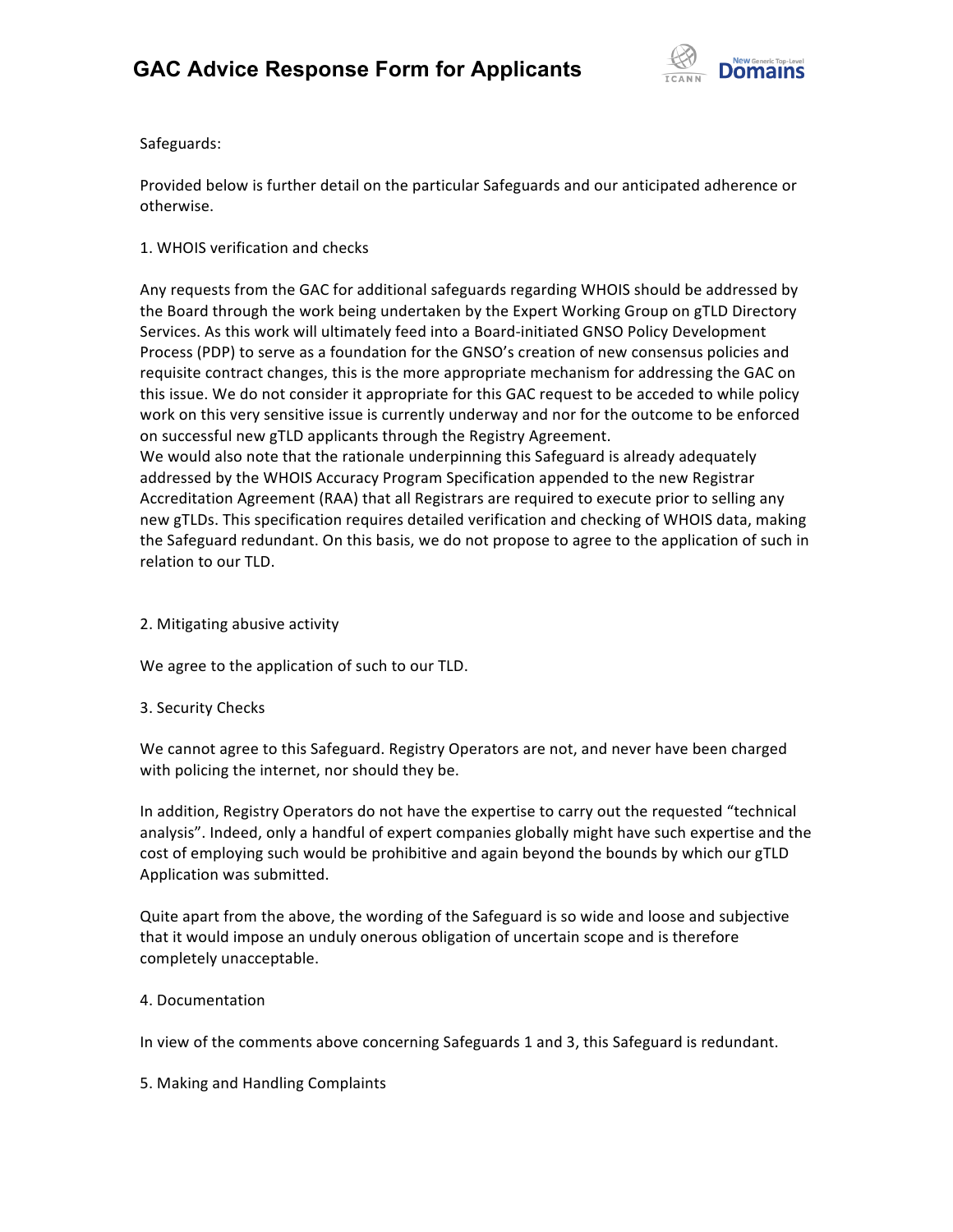Safeguards:

Provided below is further detail on the particular Safeguards and our anticipated adherence or otherwise.

1. WHOIS verification and checks

Any requests from the GAC for additional safeguards regarding WHOIS should be addressed by the Board through the work being undertaken by the Expert Working Group on gTLD Directory Services. As this work will ultimately feed into a Board-initiated GNSO Policy Development Process (PDP) to serve as a foundation for the GNSO's creation of new consensus policies and requisite contract changes, this is the more appropriate mechanism for addressing the GAC on this issue. We do not consider it appropriate for this GAC request to be acceded to while policy work on this very sensitive issue is currently underway and nor for the outcome to be enforced on successful new gTLD applicants through the Registry Agreement.
We would also note that the rationale underpinning this Safeguard is already adequately addressed by the WHOIS Accuracy Program Specification appended to the new Registrar Accreditation Agreement (RAA) that all Registrars are required to execute prior to selling any new gTLDs. This specification requires detailed verification and checking of WHOIS data, making the Safeguard redundant. On this basis, we do not propose to agree to the application of such in relation to our TLD.

2. Mitigating abusive activity

We agree to the application of such to our TLD.

3. Security Checks

We cannot agree to this Safeguard. Registry Operators are not, and never have been charged with policing the internet, nor should they be.

In addition, Registry Operators do not have the expertise to carry out the requested "technical analysis". Indeed, only a handful of expert companies globally might have such expertise and the cost of employing such would be prohibitive and again beyond the bounds by which our gTLD Application was submitted.

Quite apart from the above, the wording of the Safeguard is so wide and loose and subjective that it would impose an unduly onerous obligation of uncertain scope and is therefore completely unacceptable.

4. Documentation

In view of the comments above concerning Safeguards 1 and 3, this Safeguard is redundant.

5. Making and Handling Complaints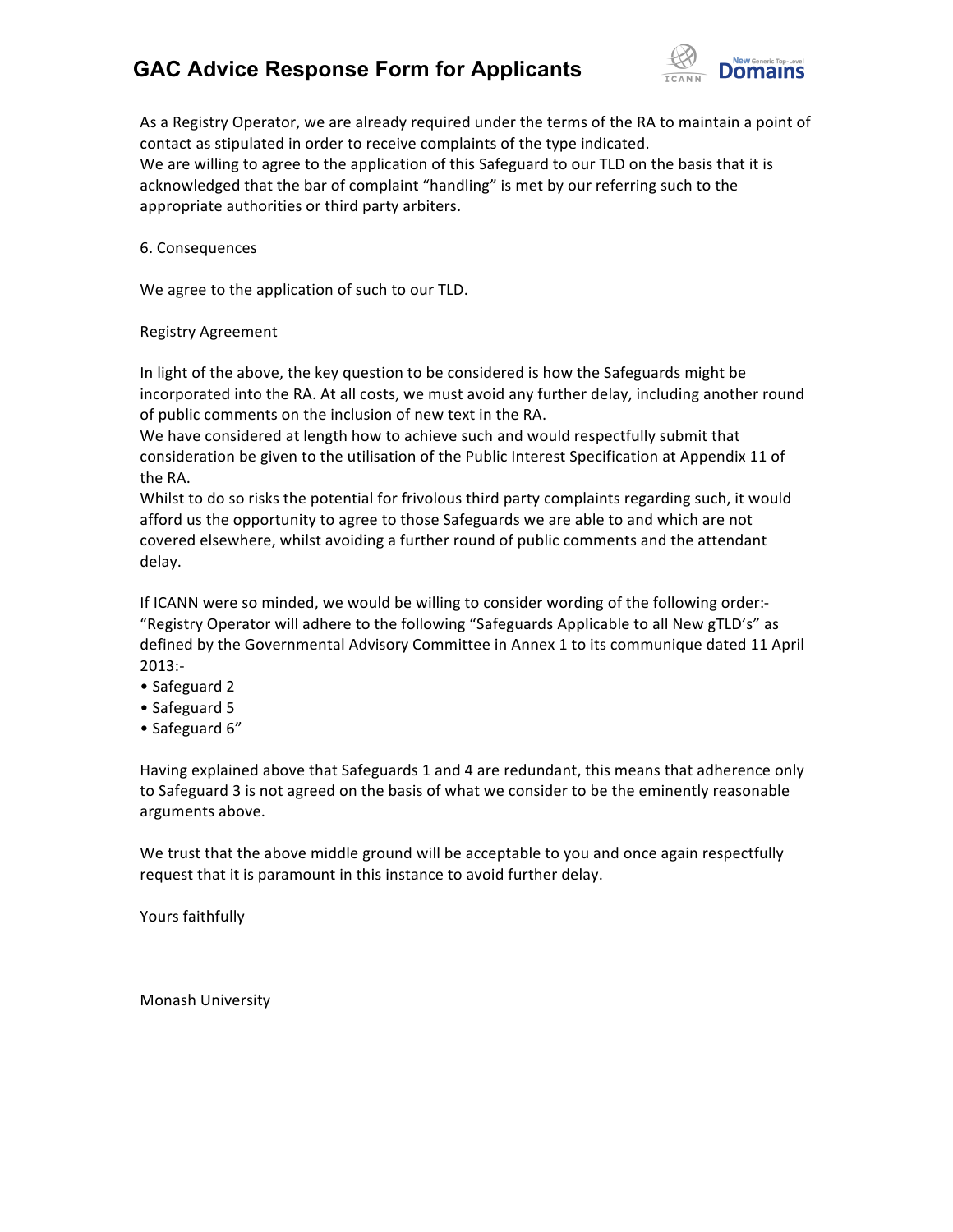As a Registry Operator, we are already required under the terms of the RA to maintain a point of contact as stipulated in order to receive complaints of the type indicated.
We are willing to agree to the application of this Safeguard to our TLD on the basis that it is acknowledged that the bar of complaint "handling" is met by our referring such to the appropriate authorities or third party arbiters.

6. Consequences

We agree to the application of such to our TLD.

Registry Agreement

In light of the above, the key question to be considered is how the Safeguards might be incorporated into the RA. At all costs, we must avoid any further delay, including another round of public comments on the inclusion of new text in the RA.
We have considered at length how to achieve such and would respectfully submit that consideration be given to the utilisation of the Public Interest Specification at Appendix 11 of the RA.
Whilst to do so risks the potential for frivolous third party complaints regarding such, it would afford us the opportunity to agree to those Safeguards we are able to and which are not covered elsewhere, whilst avoiding a further round of public comments and the attendant delay.

If ICANN were so minded, we would be willing to consider wording of the following order:-
"Registry Operator will adhere to the following "Safeguards Applicable to all New gTLD's" as defined by the Governmental Advisory Committee in Annex 1 to its communique dated 11 April 2013:-
- Safeguard 2
- Safeguard 5
- Safeguard 6"

Having explained above that Safeguards 1 and 4 are redundant, this means that adherence only to Safeguard 3 is not agreed on the basis of what we consider to be the eminently reasonable arguments above.

We trust that the above middle ground will be acceptable to you and once again respectfully request that it is paramount in this instance to avoid further delay.

Yours faithfully

Monash University